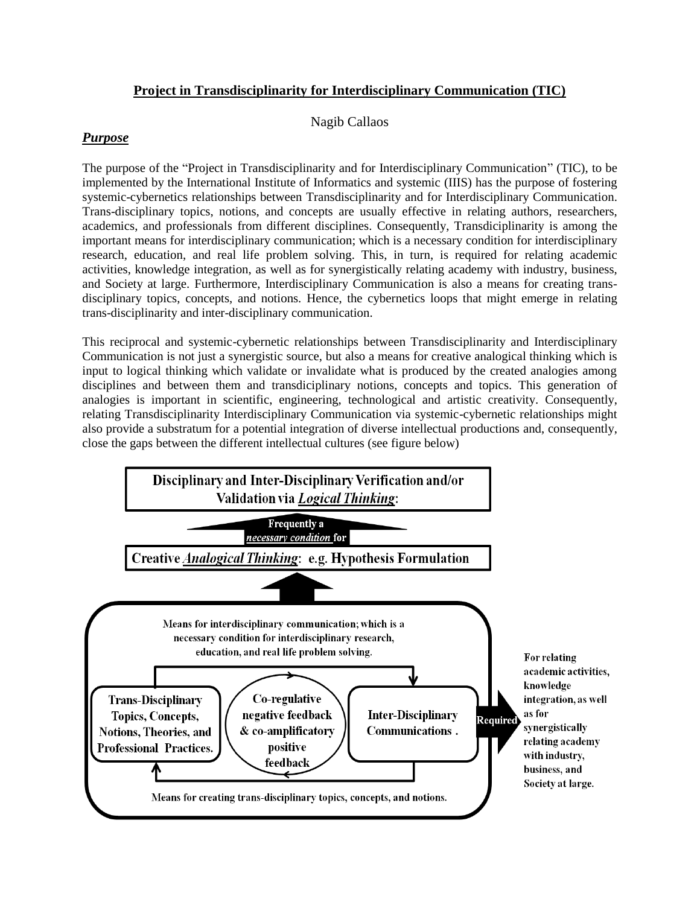# Project in Transdisciplinarity for Interdisciplinary Communication (TIC)

Nagib Callaos

## *Purpose*

The purpose of the "Project in Transdisciplinarity and for Interdisciplinary Communication" (TIC), to be implemented by the International Institute of Informatics and systemic (IIIS) has the purpose of fostering systemic-cybernetics relationships between Transdisciplinarity and for Interdisciplinary Communication. Trans-disciplinary topics, notions, and concepts are usually effective in relating authors, researchers, academics, and professionals from different disciplines. Consequently, Transdiciplinarity is among the important means for interdisciplinary communication; which is a necessary condition for interdisciplinary research, education, and real life problem solving. This, in turn, is required for relating academic activities, knowledge integration, as well as for synergistically relating academy with industry, business, and Society at large. Furthermore, Interdisciplinary Communication is also a means for creating trans-disciplinary topics, concepts, and notions. Hence, the cybernetics loops that might emerge in relating trans-disciplinarity and inter-disciplinary communication.

This reciprocal and systemic-cybernetic relationships between Transdisciplinarity and Interdisciplinary Communication is not just a synergistic source, but also a means for creative analogical thinking which is input to logical thinking which validate or invalidate what is produced by the created analogies among disciplines and between them and transdiciplinary notions, concepts and topics. This generation of analogies is important in scientific, engineering, technological and artistic creativity. Consequently, relating Transdisciplinarity Interdisciplinary Communication via systemic-cybernetic relationships might also provide a substratum for a potential integration of diverse intellectual productions and, consequently, close the gaps between the different intellectual cultures (see figure below)

**Disciplinary and Inter-Disciplinary Verification and/or Validation via *Logical Thinking*:**

Frequently a *necessary condition* for

**Creative *Analogical Thinking*: e.g. Hypothesis Formulation**

Means for interdisciplinary communication; which is a necessary condition for interdisciplinary research, education, and real life problem solving.

**Trans-Disciplinary Topics, Concepts, Notions, Theories, and Professional Practices.**

**Co-regulative negative feedback & co-amplificatory positive feedback**

**Inter-Disciplinary Communications .**

Means for creating trans-disciplinary topics, concepts, and notions.

Required

For relating academic activities, knowledge integration, as well as for synergistically relating academy with industry, business, and Society at large.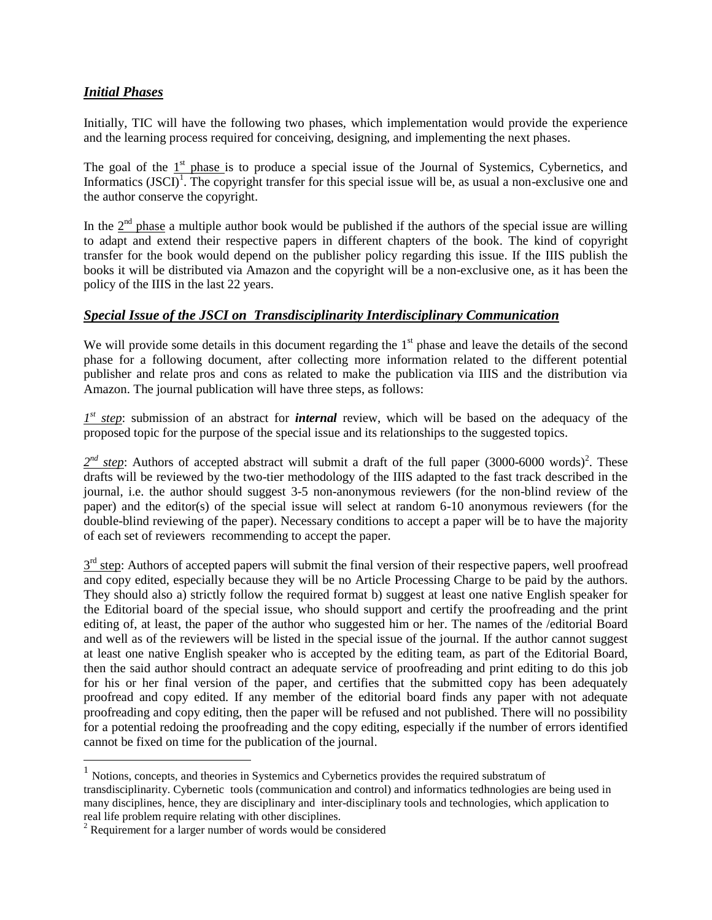## ***Initial Phases***

Initially, TIC will have the following two phases, which implementation would provide the experience and the learning process required for conceiving, designing, and implementing the next phases.

The goal of the 1st phase is to produce a special issue of the Journal of Systemics, Cybernetics, and Informatics (JSCI)[1]. The copyright transfer for this special issue will be, as usual a non-exclusive one and the author conserve the copyright.

In the 2nd phase a multiple author book would be published if the authors of the special issue are willing to adapt and extend their respective papers in different chapters of the book. The kind of copyright transfer for the book would depend on the publisher policy regarding this issue. If the IIIS publish the books it will be distributed via Amazon and the copyright will be a non-exclusive one, as it has been the policy of the IIIS in the last 22 years.

## ***Special Issue of the JSCI on Transdisciplinarity Interdisciplinary Communication***

We will provide some details in this document regarding the 1st phase and leave the details of the second phase for a following document, after collecting more information related to the different potential publisher and relate pros and cons as related to make the publication via IIIS and the distribution via Amazon. The journal publication will have three steps, as follows:

*1st step*: submission of an abstract for ***internal*** review, which will be based on the adequacy of the proposed topic for the purpose of the special issue and its relationships to the suggested topics.

*2nd step*: Authors of accepted abstract will submit a draft of the full paper (3000-6000 words)[2]. These drafts will be reviewed by the two-tier methodology of the IIIS adapted to the fast track described in the journal, i.e. the author should suggest 3-5 non-anonymous reviewers (for the non-blind review of the paper) and the editor(s) of the special issue will select at random 6-10 anonymous reviewers (for the double-blind reviewing of the paper). Necessary conditions to accept a paper will be to have the majority of each set of reviewers recommending to accept the paper.

3rd step: Authors of accepted papers will submit the final version of their respective papers, well proofread and copy edited, especially because they will be no Article Processing Charge to be paid by the authors. They should also a) strictly follow the required format b) suggest at least one native English speaker for the Editorial board of the special issue, who should support and certify the proofreading and the print editing of, at least, the paper of the author who suggested him or her. The names of the /editorial Board and well as of the reviewers will be listed in the special issue of the journal. If the author cannot suggest at least one native English speaker who is accepted by the editing team, as part of the Editorial Board, then the said author should contract an adequate service of proofreading and print editing to do this job for his or her final version of the paper, and certifies that the submitted copy has been adequately proofread and copy edited. If any member of the editorial board finds any paper with not adequate proofreading and copy editing, then the paper will be refused and not published. There will no possibility for a potential redoing the proofreading and the copy editing, especially if the number of errors identified cannot be fixed on time for the publication of the journal.

---

[1] Notions, concepts, and theories in Systemics and Cybernetics provides the required substratum of transdisciplinarity. Cybernetic tools (communication and control) and informatics tedhnologies are being used in many disciplines, hence, they are disciplinary and inter-disciplinary tools and technologies, which application to real life problem require relating with other disciplines.

[2] Requirement for a larger number of words would be considered